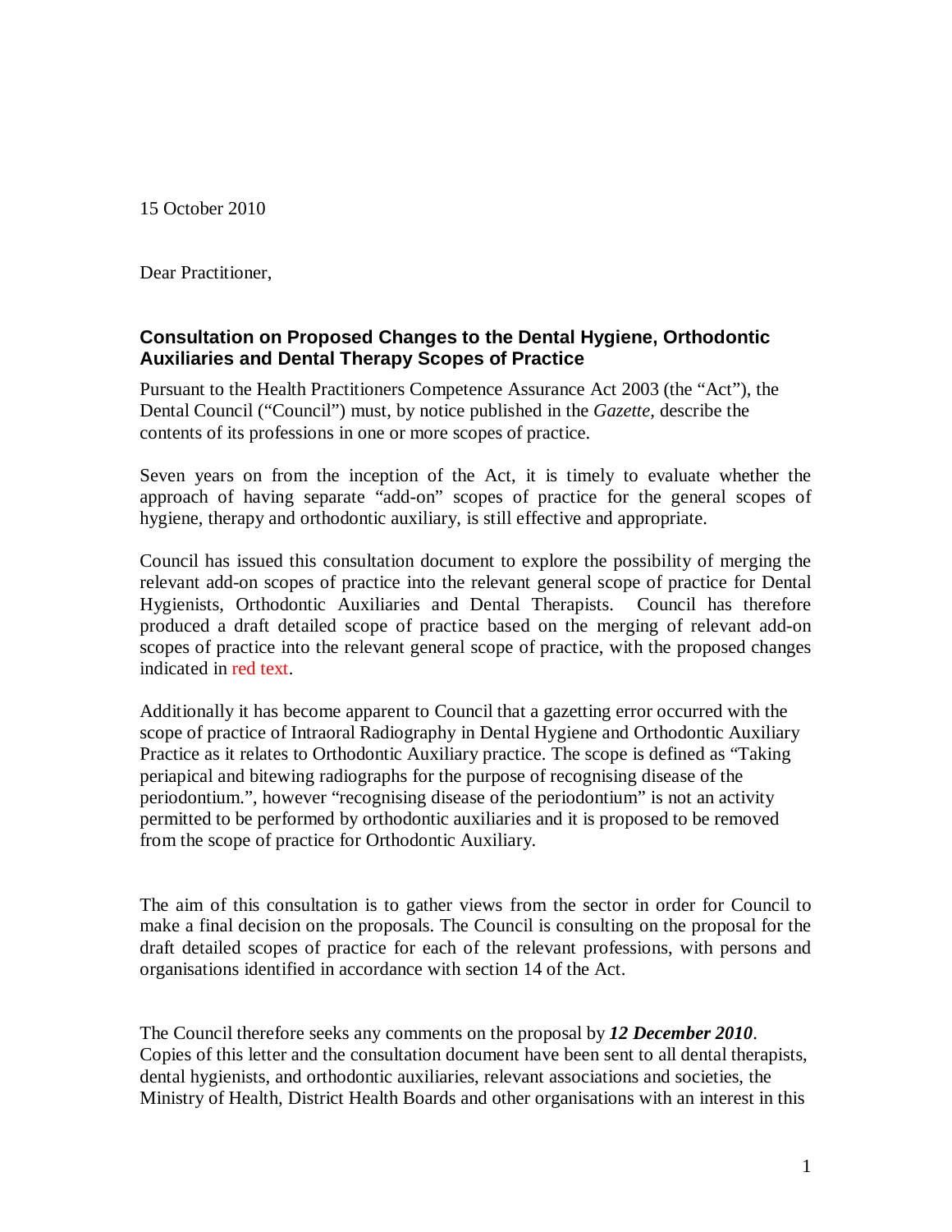15 October 2010

Dear Practitioner,

## Consultation on Proposed Changes to the Dental Hygiene, Orthodontic Auxiliaries and Dental Therapy Scopes of Practice

Pursuant to the Health Practitioners Competence Assurance Act 2003 (the "Act"), the Dental Council ("Council") must, by notice published in the *Gazette*, describe the contents of its professions in one or more scopes of practice.

Seven years on from the inception of the Act, it is timely to evaluate whether the approach of having separate "add-on" scopes of practice for the general scopes of hygiene, therapy and orthodontic auxiliary, is still effective and appropriate.

Council has issued this consultation document to explore the possibility of merging the relevant add-on scopes of practice into the relevant general scope of practice for Dental Hygienists, Orthodontic Auxiliaries and Dental Therapists. Council has therefore produced a draft detailed scope of practice based on the merging of relevant add-on scopes of practice into the relevant general scope of practice, with the proposed changes indicated in red text.

Additionally it has become apparent to Council that a gazetting error occurred with the scope of practice of Intraoral Radiography in Dental Hygiene and Orthodontic Auxiliary Practice as it relates to Orthodontic Auxiliary practice. The scope is defined as "Taking periapical and bitewing radiographs for the purpose of recognising disease of the periodontium.", however "recognising disease of the periodontium" is not an activity permitted to be performed by orthodontic auxiliaries and it is proposed to be removed from the scope of practice for Orthodontic Auxiliary.

The aim of this consultation is to gather views from the sector in order for Council to make a final decision on the proposals. The Council is consulting on the proposal for the draft detailed scopes of practice for each of the relevant professions, with persons and organisations identified in accordance with section 14 of the Act.

The Council therefore seeks any comments on the proposal by ***12 December 2010***. Copies of this letter and the consultation document have been sent to all dental therapists, dental hygienists, and orthodontic auxiliaries, relevant associations and societies, the Ministry of Health, District Health Boards and other organisations with an interest in this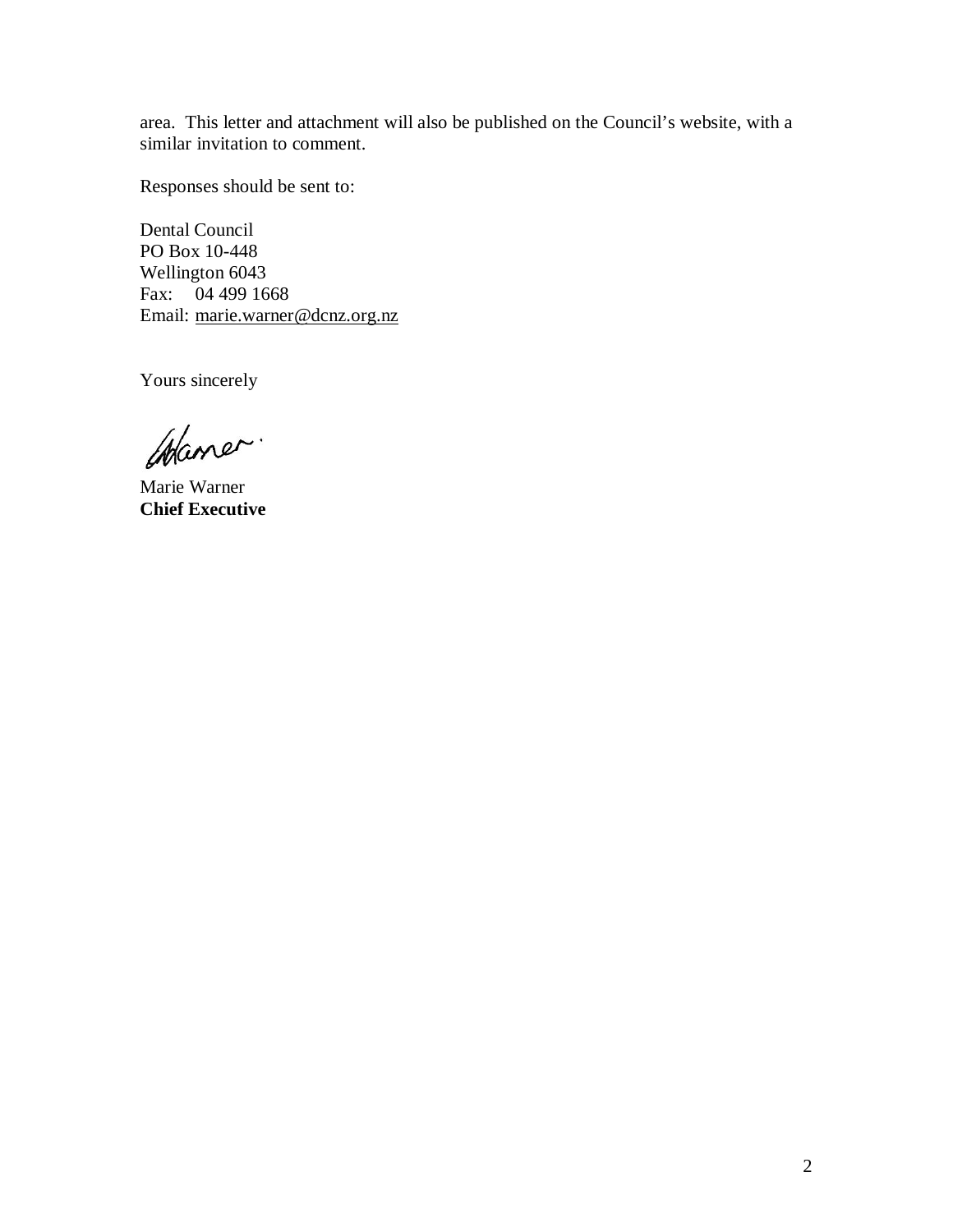area. This letter and attachment will also be published on the Council's website, with a similar invitation to comment.

Responses should be sent to:

Dental Council  
PO Box 10-448  
Wellington 6043  
Fax: 04 499 1668  
Email: marie.warner@dcnz.org.nz

Yours sincerely

Marie Warner  
**Chief Executive**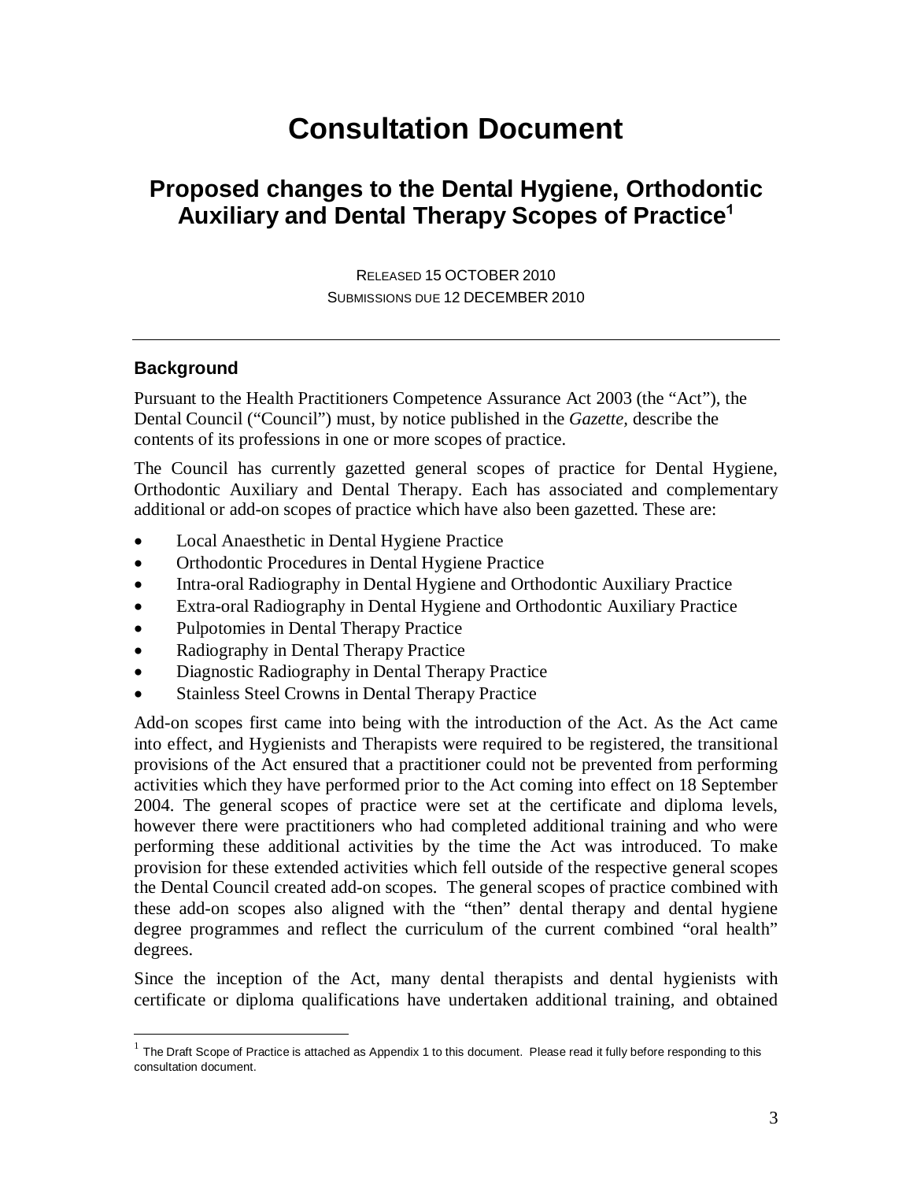# Consultation Document

## Proposed changes to the Dental Hygiene, Orthodontic Auxiliary and Dental Therapy Scopes of Practice[1]

RELEASED 15 OCTOBER 2010
SUBMISSIONS DUE 12 DECEMBER 2010

---

### Background

Pursuant to the Health Practitioners Competence Assurance Act 2003 (the "Act"), the Dental Council ("Council") must, by notice published in the *Gazette,* describe the contents of its professions in one or more scopes of practice.

The Council has currently gazetted general scopes of practice for Dental Hygiene, Orthodontic Auxiliary and Dental Therapy. Each has associated and complementary additional or add-on scopes of practice which have also been gazetted. These are:

- Local Anaesthetic in Dental Hygiene Practice
- Orthodontic Procedures in Dental Hygiene Practice
- Intra-oral Radiography in Dental Hygiene and Orthodontic Auxiliary Practice
- Extra-oral Radiography in Dental Hygiene and Orthodontic Auxiliary Practice
- Pulpotomies in Dental Therapy Practice
- Radiography in Dental Therapy Practice
- Diagnostic Radiography in Dental Therapy Practice
- Stainless Steel Crowns in Dental Therapy Practice

Add-on scopes first came into being with the introduction of the Act. As the Act came into effect, and Hygienists and Therapists were required to be registered, the transitional provisions of the Act ensured that a practitioner could not be prevented from performing activities which they have performed prior to the Act coming into effect on 18 September 2004. The general scopes of practice were set at the certificate and diploma levels, however there were practitioners who had completed additional training and who were performing these additional activities by the time the Act was introduced. To make provision for these extended activities which fell outside of the respective general scopes the Dental Council created add-on scopes. The general scopes of practice combined with these add-on scopes also aligned with the "then" dental therapy and dental hygiene degree programmes and reflect the curriculum of the current combined "oral health" degrees.

Since the inception of the Act, many dental therapists and dental hygienists with certificate or diploma qualifications have undertaken additional training, and obtained

[1] The Draft Scope of Practice is attached as Appendix 1 to this document. Please read it fully before responding to this consultation document.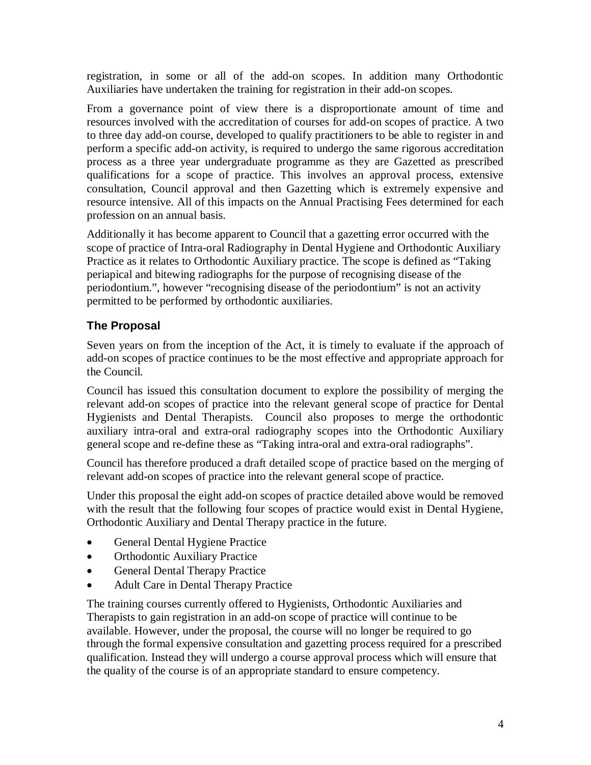registration, in some or all of the add-on scopes. In addition many Orthodontic Auxiliaries have undertaken the training for registration in their add-on scopes.

From a governance point of view there is a disproportionate amount of time and resources involved with the accreditation of courses for add-on scopes of practice. A two to three day add-on course, developed to qualify practitioners to be able to register in and perform a specific add-on activity, is required to undergo the same rigorous accreditation process as a three year undergraduate programme as they are Gazetted as prescribed qualifications for a scope of practice. This involves an approval process, extensive consultation, Council approval and then Gazetting which is extremely expensive and resource intensive. All of this impacts on the Annual Practising Fees determined for each profession on an annual basis.

Additionally it has become apparent to Council that a gazetting error occurred with the scope of practice of Intra-oral Radiography in Dental Hygiene and Orthodontic Auxiliary Practice as it relates to Orthodontic Auxiliary practice. The scope is defined as "Taking periapical and bitewing radiographs for the purpose of recognising disease of the periodontium.", however "recognising disease of the periodontium" is not an activity permitted to be performed by orthodontic auxiliaries.

## The Proposal

Seven years on from the inception of the Act, it is timely to evaluate if the approach of add-on scopes of practice continues to be the most effective and appropriate approach for the Council.

Council has issued this consultation document to explore the possibility of merging the relevant add-on scopes of practice into the relevant general scope of practice for Dental Hygienists and Dental Therapists. Council also proposes to merge the orthodontic auxiliary intra-oral and extra-oral radiography scopes into the Orthodontic Auxiliary general scope and re-define these as "Taking intra-oral and extra-oral radiographs".

Council has therefore produced a draft detailed scope of practice based on the merging of relevant add-on scopes of practice into the relevant general scope of practice.

Under this proposal the eight add-on scopes of practice detailed above would be removed with the result that the following four scopes of practice would exist in Dental Hygiene, Orthodontic Auxiliary and Dental Therapy practice in the future.

- General Dental Hygiene Practice
- Orthodontic Auxiliary Practice
- General Dental Therapy Practice
- Adult Care in Dental Therapy Practice

The training courses currently offered to Hygienists, Orthodontic Auxiliaries and Therapists to gain registration in an add-on scope of practice will continue to be available. However, under the proposal, the course will no longer be required to go through the formal expensive consultation and gazetting process required for a prescribed qualification. Instead they will undergo a course approval process which will ensure that the quality of the course is of an appropriate standard to ensure competency.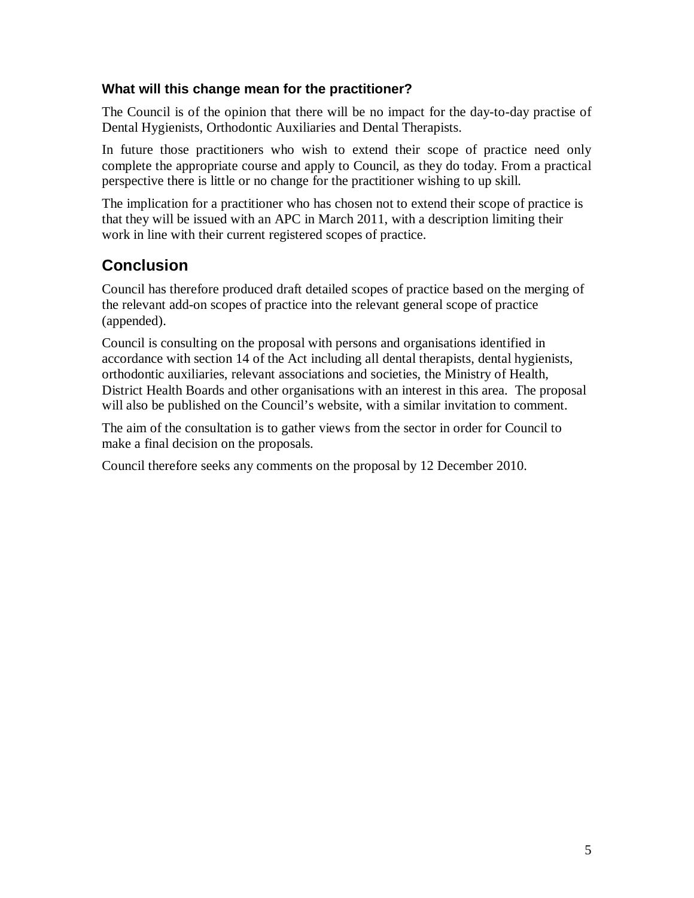### What will this change mean for the practitioner?

The Council is of the opinion that there will be no impact for the day-to-day practise of Dental Hygienists, Orthodontic Auxiliaries and Dental Therapists.

In future those practitioners who wish to extend their scope of practice need only complete the appropriate course and apply to Council, as they do today. From a practical perspective there is little or no change for the practitioner wishing to up skill.

The implication for a practitioner who has chosen not to extend their scope of practice is that they will be issued with an APC in March 2011, with a description limiting their work in line with their current registered scopes of practice.

## Conclusion

Council has therefore produced draft detailed scopes of practice based on the merging of the relevant add-on scopes of practice into the relevant general scope of practice (appended).

Council is consulting on the proposal with persons and organisations identified in accordance with section 14 of the Act including all dental therapists, dental hygienists, orthodontic auxiliaries, relevant associations and societies, the Ministry of Health, District Health Boards and other organisations with an interest in this area. The proposal will also be published on the Council's website, with a similar invitation to comment.

The aim of the consultation is to gather views from the sector in order for Council to make a final decision on the proposals.

Council therefore seeks any comments on the proposal by 12 December 2010.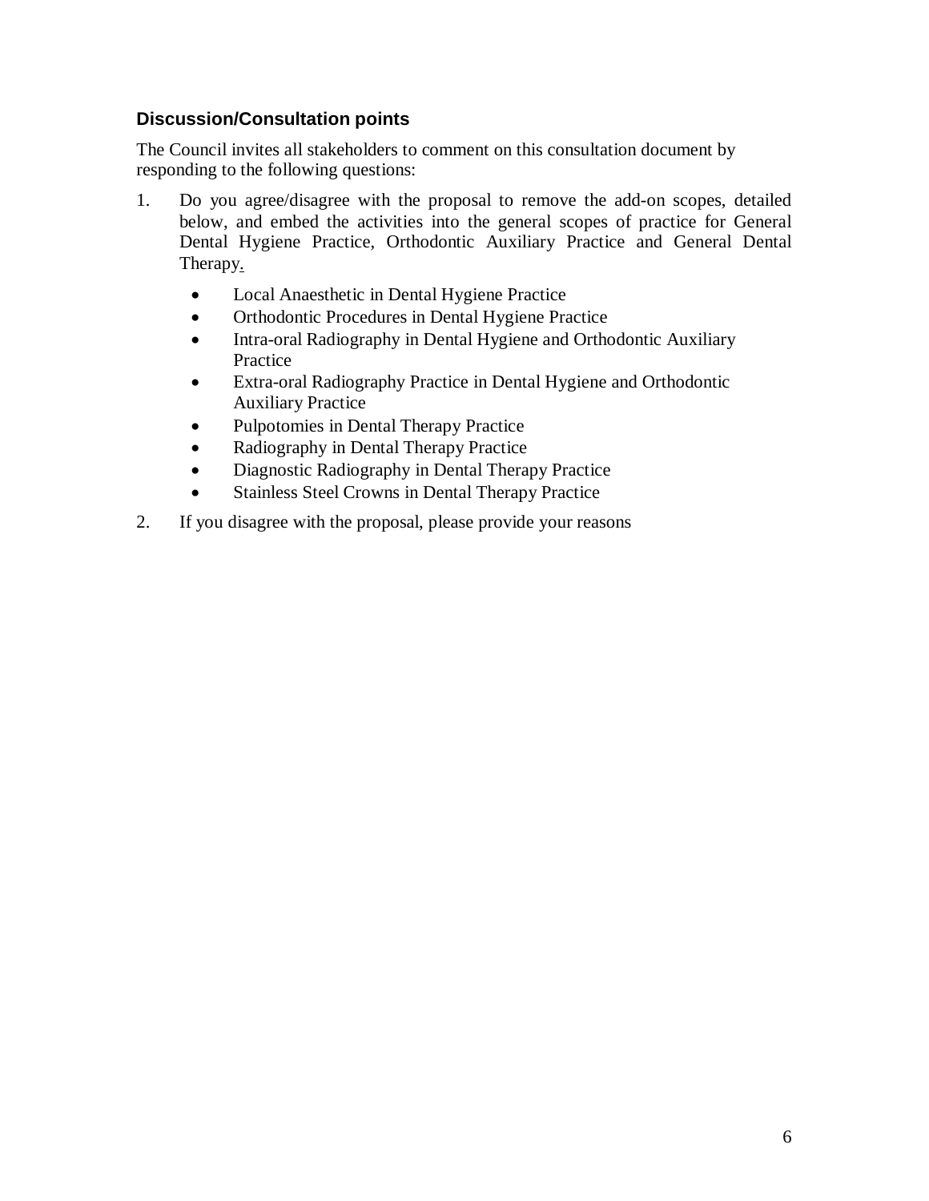### Discussion/Consultation points

The Council invites all stakeholders to comment on this consultation document by responding to the following questions:

1. Do you agree/disagree with the proposal to remove the add-on scopes, detailed below, and embed the activities into the general scopes of practice for General Dental Hygiene Practice, Orthodontic Auxiliary Practice and General Dental Therapy.
   - Local Anaesthetic in Dental Hygiene Practice
   - Orthodontic Procedures in Dental Hygiene Practice
   - Intra-oral Radiography in Dental Hygiene and Orthodontic Auxiliary Practice
   - Extra-oral Radiography Practice in Dental Hygiene and Orthodontic Auxiliary Practice
   - Pulpotomies in Dental Therapy Practice
   - Radiography in Dental Therapy Practice
   - Diagnostic Radiography in Dental Therapy Practice
   - Stainless Steel Crowns in Dental Therapy Practice
2. If you disagree with the proposal, please provide your reasons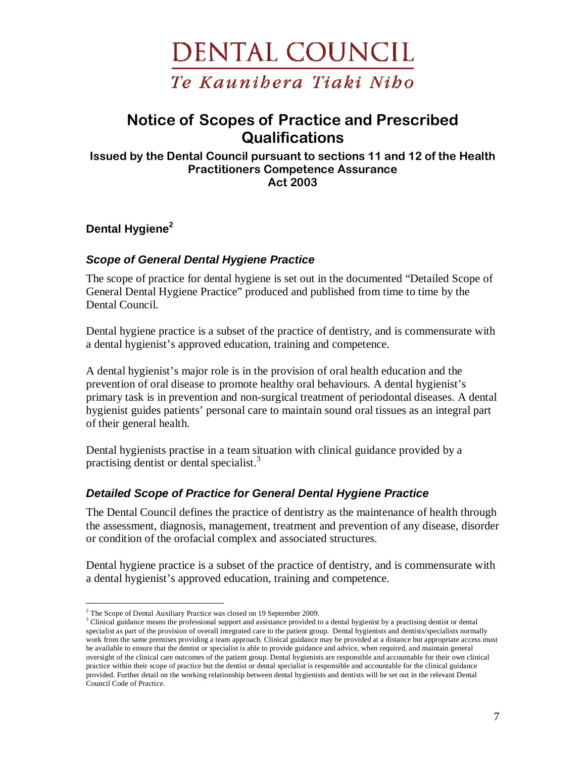# DENTAL COUNCIL

*Te Kaunihera Tiaki Niho*

## Notice of Scopes of Practice and Prescribed Qualifications

**Issued by the Dental Council pursuant to sections 11 and 12 of the Health Practitioners Competence Assurance Act 2003**

### Dental Hygiene[2]

#### *Scope of General Dental Hygiene Practice*

The scope of practice for dental hygiene is set out in the documented “Detailed Scope of General Dental Hygiene Practice” produced and published from time to time by the Dental Council.

Dental hygiene practice is a subset of the practice of dentistry, and is commensurate with a dental hygienist’s approved education, training and competence.

A dental hygienist’s major role is in the provision of oral health education and the prevention of oral disease to promote healthy oral behaviours. A dental hygienist’s primary task is in prevention and non-surgical treatment of periodontal diseases. A dental hygienist guides patients’ personal care to maintain sound oral tissues as an integral part of their general health.

Dental hygienists practise in a team situation with clinical guidance provided by a practising dentist or dental specialist.[3]

#### *Detailed Scope of Practice for General Dental Hygiene Practice*

The Dental Council defines the practice of dentistry as the maintenance of health through the assessment, diagnosis, management, treatment and prevention of any disease, disorder or condition of the orofacial complex and associated structures.

Dental hygiene practice is a subset of the practice of dentistry, and is commensurate with a dental hygienist’s approved education, training and competence.

---

[2] The Scope of Dental Auxiliary Practice was closed on 19 September 2009.

[3] Clinical guidance means the professional support and assistance provided to a dental hygienist by a practising dentist or dental specialist as part of the provision of overall integrated care to the patient group. Dental hygienists and dentists/specialists normally work from the same premises providing a team approach. Clinical guidance may be provided at a distance but appropriate access must be available to ensure that the dentist or specialist is able to provide guidance and advice, when required, and maintain general oversight of the clinical care outcomes of the patient group. Dental hygienists are responsible and accountable for their own clinical practice within their scope of practice but the dentist or dental specialist is responsible and accountable for the clinical guidance provided. Further detail on the working relationship between dental hygienists and dentists will be set out in the relevant Dental Council Code of Practice.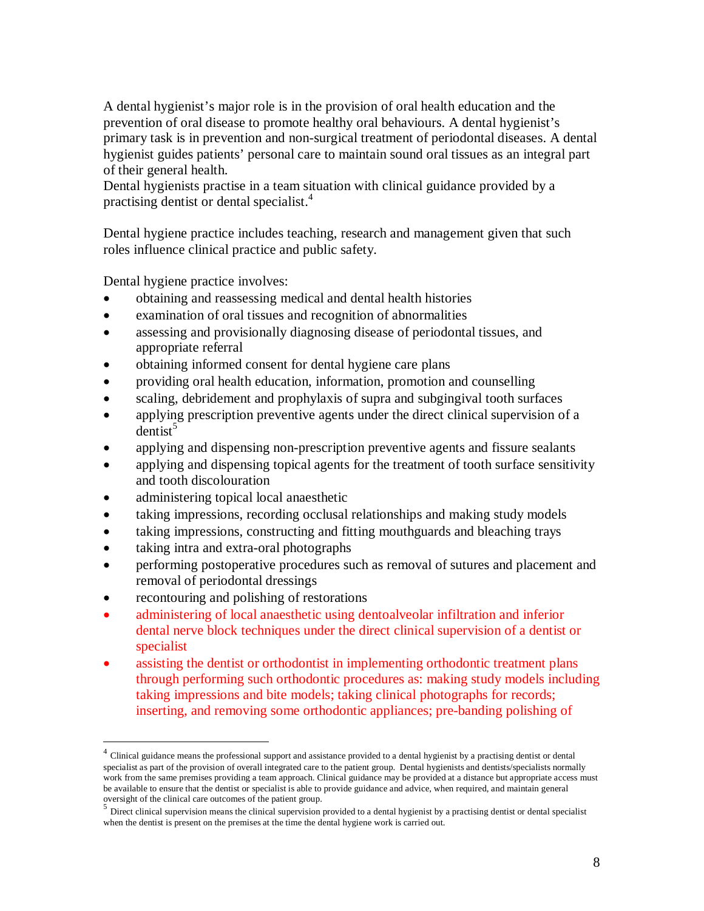A dental hygienist's major role is in the provision of oral health education and the prevention of oral disease to promote healthy oral behaviours. A dental hygienist's primary task is in prevention and non-surgical treatment of periodontal diseases. A dental hygienist guides patients' personal care to maintain sound oral tissues as an integral part of their general health.

Dental hygienists practise in a team situation with clinical guidance provided by a practising dentist or dental specialist.[4]

Dental hygiene practice includes teaching, research and management given that such roles influence clinical practice and public safety.

Dental hygiene practice involves:

- obtaining and reassessing medical and dental health histories
- examination of oral tissues and recognition of abnormalities
- assessing and provisionally diagnosing disease of periodontal tissues, and appropriate referral
- obtaining informed consent for dental hygiene care plans
- providing oral health education, information, promotion and counselling
- scaling, debridement and prophylaxis of supra and subgingival tooth surfaces
- applying prescription preventive agents under the direct clinical supervision of a dentist[5]
- applying and dispensing non-prescription preventive agents and fissure sealants
- applying and dispensing topical agents for the treatment of tooth surface sensitivity and tooth discolouration
- administering topical local anaesthetic
- taking impressions, recording occlusal relationships and making study models
- taking impressions, constructing and fitting mouthguards and bleaching trays
- taking intra and extra-oral photographs
- performing postoperative procedures such as removal of sutures and placement and removal of periodontal dressings
- recontouring and polishing of restorations
- administering of local anaesthetic using dentoalveolar infiltration and inferior dental nerve block techniques under the direct clinical supervision of a dentist or specialist
- assisting the dentist or orthodontist in implementing orthodontic treatment plans through performing such orthodontic procedures as: making study models including taking impressions and bite models; taking clinical photographs for records; inserting, and removing some orthodontic appliances; pre-banding polishing of

---

[4] Clinical guidance means the professional support and assistance provided to a dental hygienist by a practising dentist or dental specialist as part of the provision of overall integrated care to the patient group. Dental hygienists and dentists/specialists normally work from the same premises providing a team approach. Clinical guidance may be provided at a distance but appropriate access must be available to ensure that the dentist or specialist is able to provide guidance and advice, when required, and maintain general oversight of the clinical care outcomes of the patient group.

[5] Direct clinical supervision means the clinical supervision provided to a dental hygienist by a practising dentist or dental specialist when the dentist is present on the premises at the time the dental hygiene work is carried out.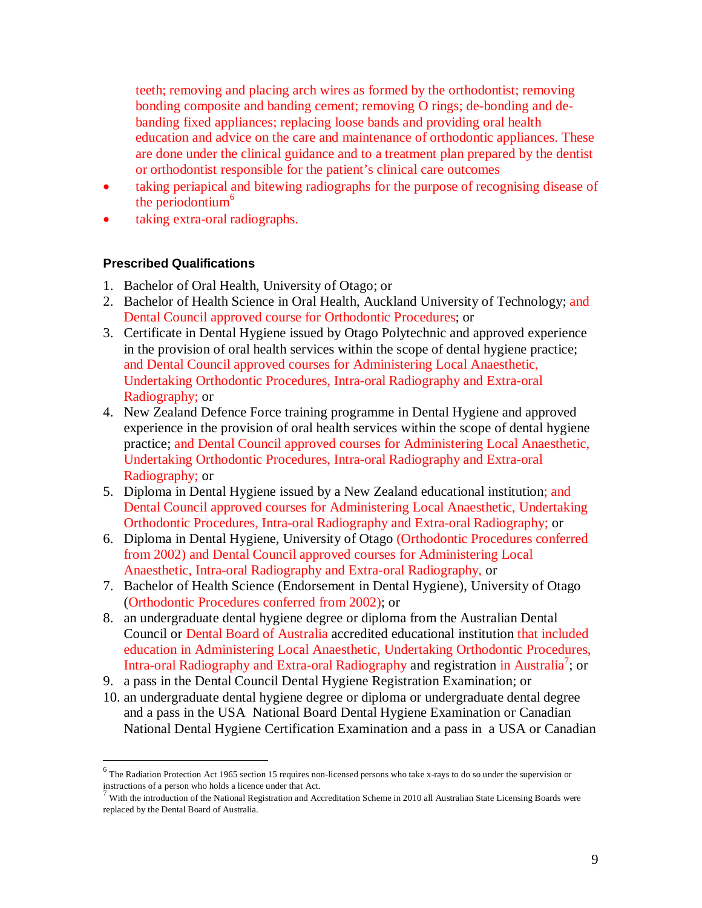teeth; removing and placing arch wires as formed by the orthodontist; removing bonding composite and banding cement; removing O rings; de-bonding and de-banding fixed appliances; replacing loose bands and providing oral health education and advice on the care and maintenance of orthodontic appliances. These are done under the clinical guidance and to a treatment plan prepared by the dentist or orthodontist responsible for the patient's clinical care outcomes

- taking periapical and bitewing radiographs for the purpose of recognising disease of the periodontium[6]
- taking extra-oral radiographs.

### Prescribed Qualifications

1. Bachelor of Oral Health, University of Otago; or
2. Bachelor of Health Science in Oral Health, Auckland University of Technology; and Dental Council approved course for Orthodontic Procedures; or
3. Certificate in Dental Hygiene issued by Otago Polytechnic and approved experience in the provision of oral health services within the scope of dental hygiene practice; and Dental Council approved courses for Administering Local Anaesthetic, Undertaking Orthodontic Procedures, Intra-oral Radiography and Extra-oral Radiography; or
4. New Zealand Defence Force training programme in Dental Hygiene and approved experience in the provision of oral health services within the scope of dental hygiene practice; and Dental Council approved courses for Administering Local Anaesthetic, Undertaking Orthodontic Procedures, Intra-oral Radiography and Extra-oral Radiography; or
5. Diploma in Dental Hygiene issued by a New Zealand educational institution; and Dental Council approved courses for Administering Local Anaesthetic, Undertaking Orthodontic Procedures, Intra-oral Radiography and Extra-oral Radiography; or
6. Diploma in Dental Hygiene, University of Otago (Orthodontic Procedures conferred from 2002) and Dental Council approved courses for Administering Local Anaesthetic, Intra-oral Radiography and Extra-oral Radiography, or
7. Bachelor of Health Science (Endorsement in Dental Hygiene), University of Otago (Orthodontic Procedures conferred from 2002); or
8. an undergraduate dental hygiene degree or diploma from the Australian Dental Council or Dental Board of Australia accredited educational institution that included education in Administering Local Anaesthetic, Undertaking Orthodontic Procedures, Intra-oral Radiography and Extra-oral Radiography and registration in Australia[7]; or
9. a pass in the Dental Council Dental Hygiene Registration Examination; or
10. an undergraduate dental hygiene degree or diploma or undergraduate dental degree and a pass in the USA National Board Dental Hygiene Examination or Canadian National Dental Hygiene Certification Examination and a pass in a USA or Canadian

---

[6] The Radiation Protection Act 1965 section 15 requires non-licensed persons who take x-rays to do so under the supervision or instructions of a person who holds a licence under that Act.

[7] With the introduction of the National Registration and Accreditation Scheme in 2010 all Australian State Licensing Boards were replaced by the Dental Board of Australia.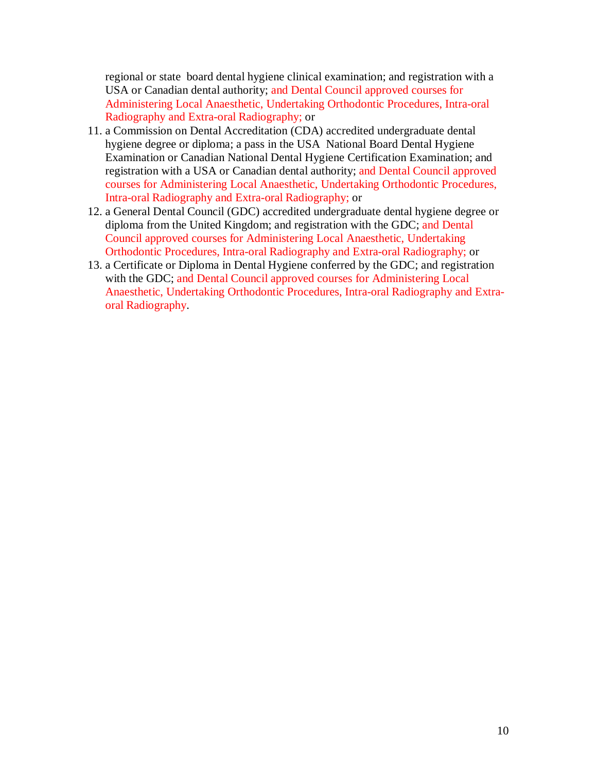regional or state board dental hygiene clinical examination; and registration with a USA or Canadian dental authority; and Dental Council approved courses for Administering Local Anaesthetic, Undertaking Orthodontic Procedures, Intra-oral Radiography and Extra-oral Radiography; or

11. a Commission on Dental Accreditation (CDA) accredited undergraduate dental hygiene degree or diploma; a pass in the USA National Board Dental Hygiene Examination or Canadian National Dental Hygiene Certification Examination; and registration with a USA or Canadian dental authority; and Dental Council approved courses for Administering Local Anaesthetic, Undertaking Orthodontic Procedures, Intra-oral Radiography and Extra-oral Radiography; or
12. a General Dental Council (GDC) accredited undergraduate dental hygiene degree or diploma from the United Kingdom; and registration with the GDC; and Dental Council approved courses for Administering Local Anaesthetic, Undertaking Orthodontic Procedures, Intra-oral Radiography and Extra-oral Radiography; or
13. a Certificate or Diploma in Dental Hygiene conferred by the GDC; and registration with the GDC; and Dental Council approved courses for Administering Local Anaesthetic, Undertaking Orthodontic Procedures, Intra-oral Radiography and Extra-oral Radiography.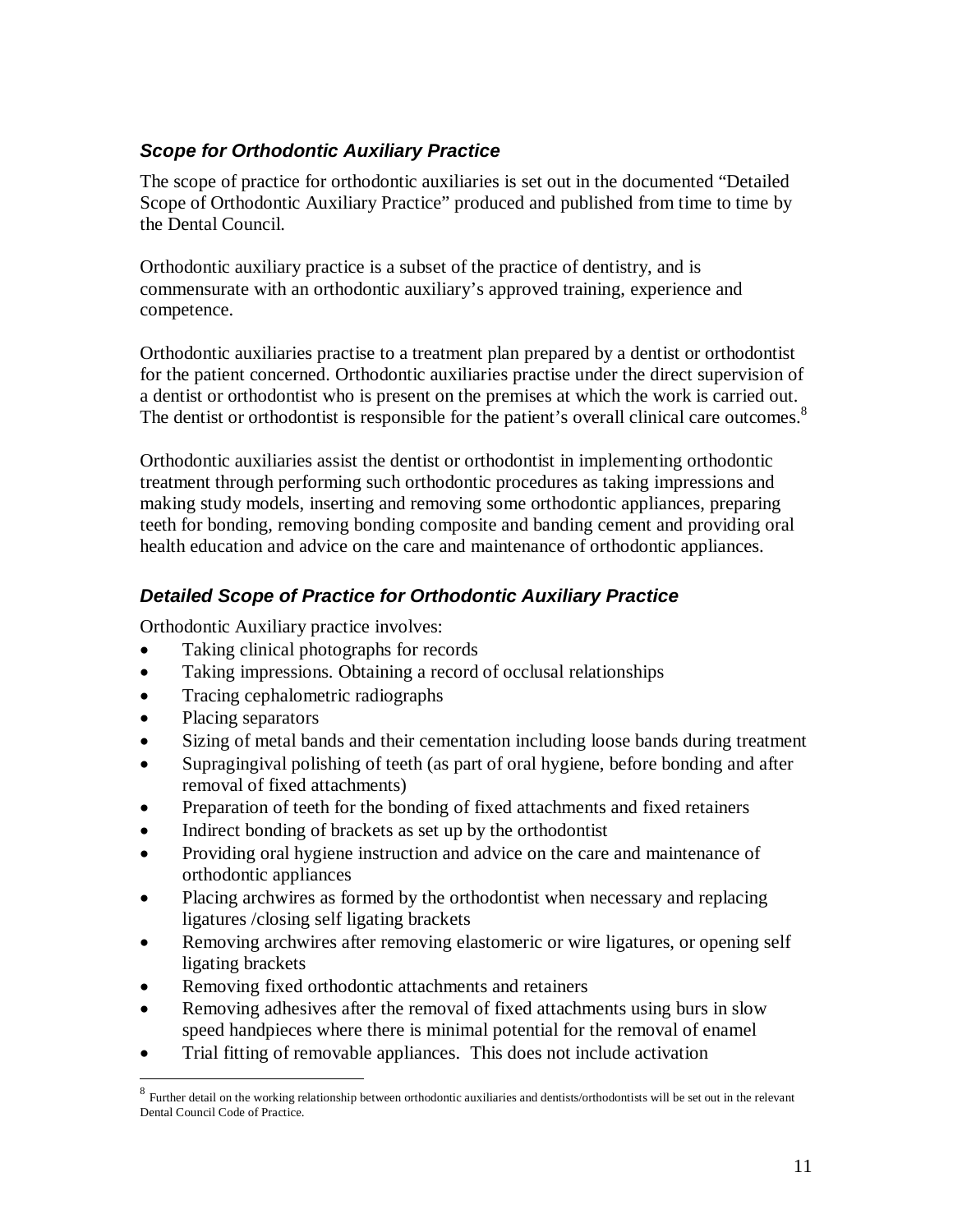### *Scope for Orthodontic Auxiliary Practice*

The scope of practice for orthodontic auxiliaries is set out in the documented "Detailed Scope of Orthodontic Auxiliary Practice" produced and published from time to time by the Dental Council.

Orthodontic auxiliary practice is a subset of the practice of dentistry, and is commensurate with an orthodontic auxiliary's approved training, experience and competence.

Orthodontic auxiliaries practise to a treatment plan prepared by a dentist or orthodontist for the patient concerned. Orthodontic auxiliaries practise under the direct supervision of a dentist or orthodontist who is present on the premises at which the work is carried out. The dentist or orthodontist is responsible for the patient's overall clinical care outcomes.[8]

Orthodontic auxiliaries assist the dentist or orthodontist in implementing orthodontic treatment through performing such orthodontic procedures as taking impressions and making study models, inserting and removing some orthodontic appliances, preparing teeth for bonding, removing bonding composite and banding cement and providing oral health education and advice on the care and maintenance of orthodontic appliances.

### *Detailed Scope of Practice for Orthodontic Auxiliary Practice*

Orthodontic Auxiliary practice involves:

- Taking clinical photographs for records
- Taking impressions. Obtaining a record of occlusal relationships
- Tracing cephalometric radiographs
- Placing separators
- Sizing of metal bands and their cementation including loose bands during treatment
- Supragingival polishing of teeth (as part of oral hygiene, before bonding and after removal of fixed attachments)
- Preparation of teeth for the bonding of fixed attachments and fixed retainers
- Indirect bonding of brackets as set up by the orthodontist
- Providing oral hygiene instruction and advice on the care and maintenance of orthodontic appliances
- Placing archwires as formed by the orthodontist when necessary and replacing ligatures /closing self ligating brackets
- Removing archwires after removing elastomeric or wire ligatures, or opening self ligating brackets
- Removing fixed orthodontic attachments and retainers
- Removing adhesives after the removal of fixed attachments using burs in slow speed handpieces where there is minimal potential for the removal of enamel
- Trial fitting of removable appliances. This does not include activation

---

[8] Further detail on the working relationship between orthodontic auxiliaries and dentists/orthodontists will be set out in the relevant Dental Council Code of Practice.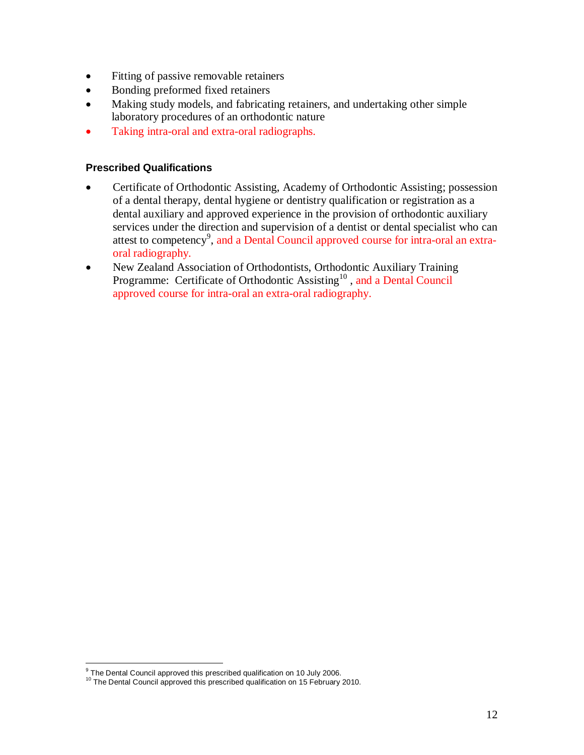- Fitting of passive removable retainers
- Bonding preformed fixed retainers
- Making study models, and fabricating retainers, and undertaking other simple laboratory procedures of an orthodontic nature
- Taking intra-oral and extra-oral radiographs.

### Prescribed Qualifications

- Certificate of Orthodontic Assisting, Academy of Orthodontic Assisting; possession of a dental therapy, dental hygiene or dentistry qualification or registration as a dental auxiliary and approved experience in the provision of orthodontic auxiliary services under the direction and supervision of a dentist or dental specialist who can attest to competency[9], and a Dental Council approved course for intra-oral an extra-oral radiography.
- New Zealand Association of Orthodontists, Orthodontic Auxiliary Training Programme: Certificate of Orthodontic Assisting[10] , and a Dental Council approved course for intra-oral an extra-oral radiography.

---

[9] The Dental Council approved this prescribed qualification on 10 July 2006.
[10] The Dental Council approved this prescribed qualification on 15 February 2010.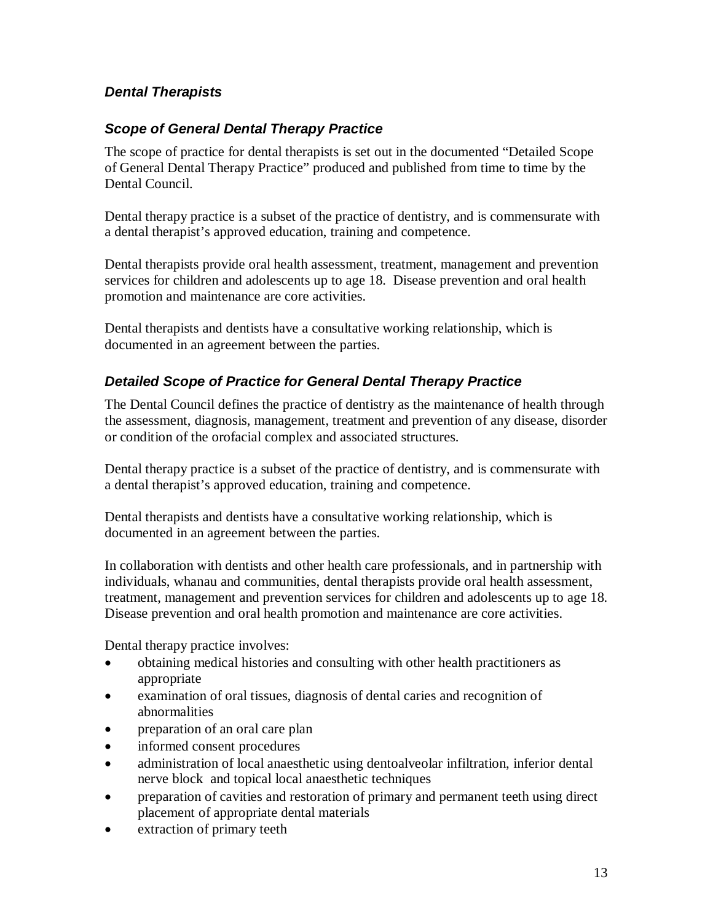### *Dental Therapists*

### *Scope of General Dental Therapy Practice*

The scope of practice for dental therapists is set out in the documented "Detailed Scope of General Dental Therapy Practice" produced and published from time to time by the Dental Council.

Dental therapy practice is a subset of the practice of dentistry, and is commensurate with a dental therapist's approved education, training and competence.

Dental therapists provide oral health assessment, treatment, management and prevention services for children and adolescents up to age 18. Disease prevention and oral health promotion and maintenance are core activities.

Dental therapists and dentists have a consultative working relationship, which is documented in an agreement between the parties.

### *Detailed Scope of Practice for General Dental Therapy Practice*

The Dental Council defines the practice of dentistry as the maintenance of health through the assessment, diagnosis, management, treatment and prevention of any disease, disorder or condition of the orofacial complex and associated structures.

Dental therapy practice is a subset of the practice of dentistry, and is commensurate with a dental therapist's approved education, training and competence.

Dental therapists and dentists have a consultative working relationship, which is documented in an agreement between the parties.

In collaboration with dentists and other health care professionals, and in partnership with individuals, whanau and communities, dental therapists provide oral health assessment, treatment, management and prevention services for children and adolescents up to age 18. Disease prevention and oral health promotion and maintenance are core activities.

Dental therapy practice involves:

- obtaining medical histories and consulting with other health practitioners as appropriate
- examination of oral tissues, diagnosis of dental caries and recognition of abnormalities
- preparation of an oral care plan
- informed consent procedures
- administration of local anaesthetic using dentoalveolar infiltration, inferior dental nerve block and topical local anaesthetic techniques
- preparation of cavities and restoration of primary and permanent teeth using direct placement of appropriate dental materials
- extraction of primary teeth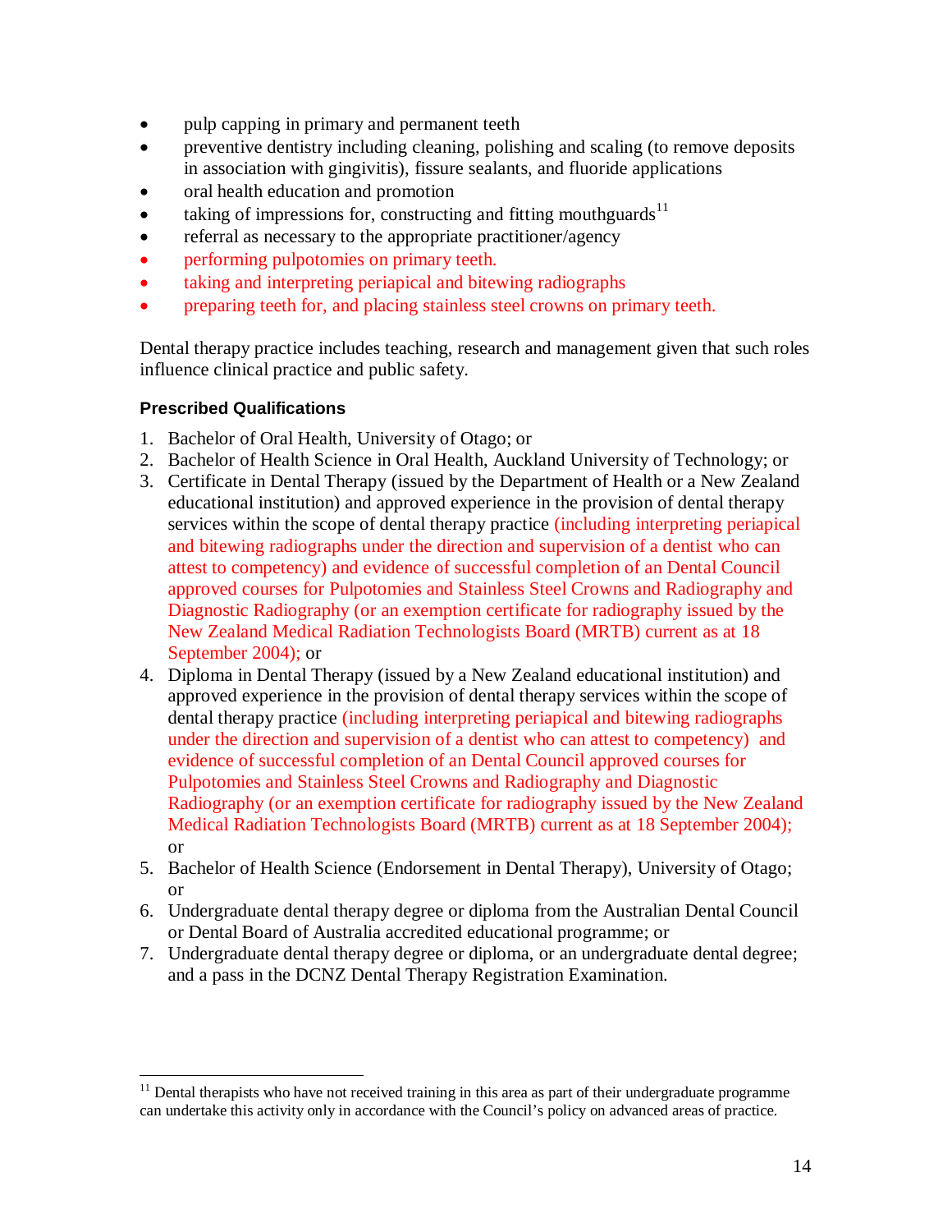- pulp capping in primary and permanent teeth
- preventive dentistry including cleaning, polishing and scaling (to remove deposits in association with gingivitis), fissure sealants, and fluoride applications
- oral health education and promotion
- taking of impressions for, constructing and fitting mouthguards[11]
- referral as necessary to the appropriate practitioner/agency
- performing pulpotomies on primary teeth.
- taking and interpreting periapical and bitewing radiographs
- preparing teeth for, and placing stainless steel crowns on primary teeth.

Dental therapy practice includes teaching, research and management given that such roles influence clinical practice and public safety.

### Prescribed Qualifications

1. Bachelor of Oral Health, University of Otago; or
2. Bachelor of Health Science in Oral Health, Auckland University of Technology; or
3. Certificate in Dental Therapy (issued by the Department of Health or a New Zealand educational institution) and approved experience in the provision of dental therapy services within the scope of dental therapy practice (including interpreting periapical and bitewing radiographs under the direction and supervision of a dentist who can attest to competency) and evidence of successful completion of an Dental Council approved courses for Pulpotomies and Stainless Steel Crowns and Radiography and Diagnostic Radiography (or an exemption certificate for radiography issued by the New Zealand Medical Radiation Technologists Board (MRTB) current as at 18 September 2004); or
4. Diploma in Dental Therapy (issued by a New Zealand educational institution) and approved experience in the provision of dental therapy services within the scope of dental therapy practice (including interpreting periapical and bitewing radiographs under the direction and supervision of a dentist who can attest to competency) and evidence of successful completion of an Dental Council approved courses for Pulpotomies and Stainless Steel Crowns and Radiography and Diagnostic Radiography (or an exemption certificate for radiography issued by the New Zealand Medical Radiation Technologists Board (MRTB) current as at 18 September 2004); or
5. Bachelor of Health Science (Endorsement in Dental Therapy), University of Otago; or
6. Undergraduate dental therapy degree or diploma from the Australian Dental Council or Dental Board of Australia accredited educational programme; or
7. Undergraduate dental therapy degree or diploma, or an undergraduate dental degree; and a pass in the DCNZ Dental Therapy Registration Examination.

---

[11] Dental therapists who have not received training in this area as part of their undergraduate programme can undertake this activity only in accordance with the Council's policy on advanced areas of practice.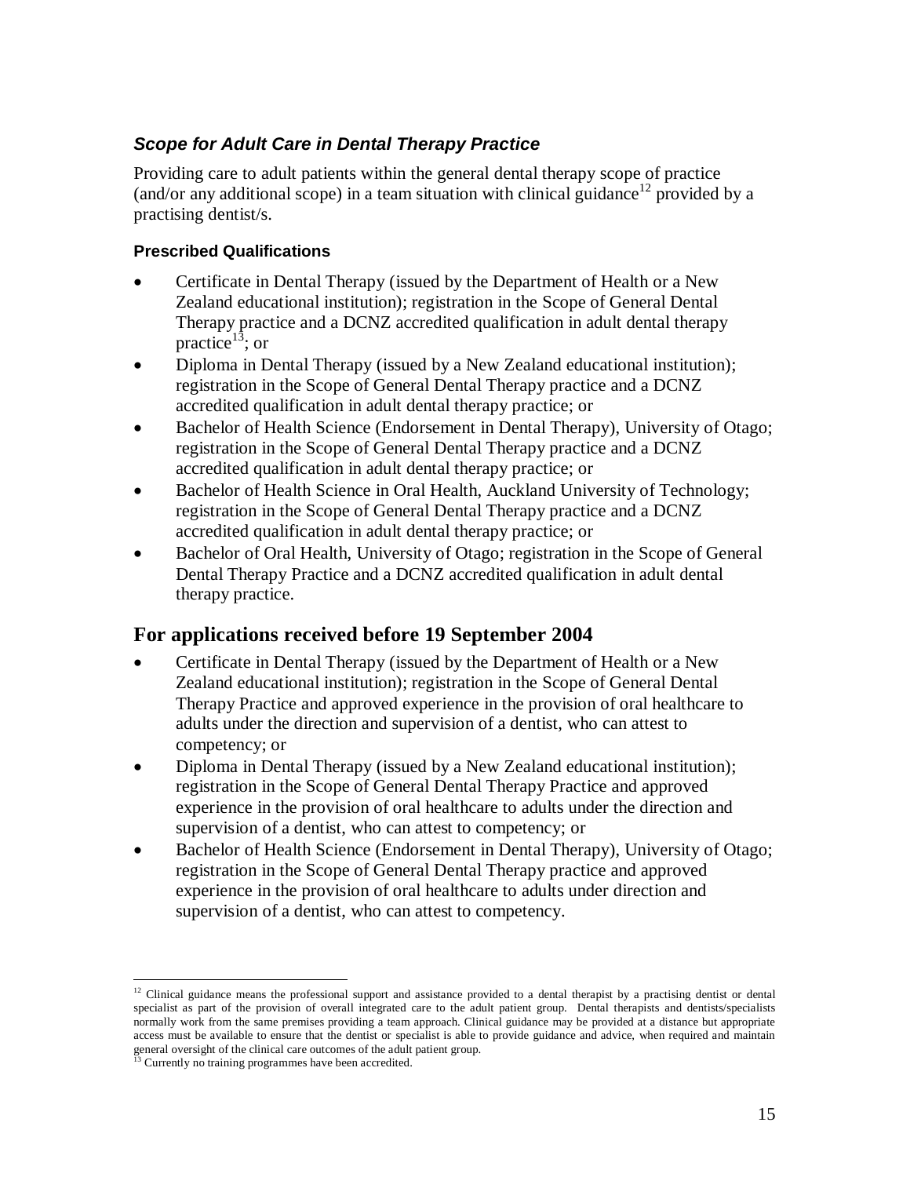### *Scope for Adult Care in Dental Therapy Practice*

Providing care to adult patients within the general dental therapy scope of practice (and/or any additional scope) in a team situation with clinical guidance[12] provided by a practising dentist/s.

#### Prescribed Qualifications

- Certificate in Dental Therapy (issued by the Department of Health or a New Zealand educational institution); registration in the Scope of General Dental Therapy practice and a DCNZ accredited qualification in adult dental therapy practice[13]; or
- Diploma in Dental Therapy (issued by a New Zealand educational institution); registration in the Scope of General Dental Therapy practice and a DCNZ accredited qualification in adult dental therapy practice; or
- Bachelor of Health Science (Endorsement in Dental Therapy), University of Otago; registration in the Scope of General Dental Therapy practice and a DCNZ accredited qualification in adult dental therapy practice; or
- Bachelor of Health Science in Oral Health, Auckland University of Technology; registration in the Scope of General Dental Therapy practice and a DCNZ accredited qualification in adult dental therapy practice; or
- Bachelor of Oral Health, University of Otago; registration in the Scope of General Dental Therapy Practice and a DCNZ accredited qualification in adult dental therapy practice.

## For applications received before 19 September 2004

- Certificate in Dental Therapy (issued by the Department of Health or a New Zealand educational institution); registration in the Scope of General Dental Therapy Practice and approved experience in the provision of oral healthcare to adults under the direction and supervision of a dentist, who can attest to competency; or
- Diploma in Dental Therapy (issued by a New Zealand educational institution); registration in the Scope of General Dental Therapy Practice and approved experience in the provision of oral healthcare to adults under the direction and supervision of a dentist, who can attest to competency; or
- Bachelor of Health Science (Endorsement in Dental Therapy), University of Otago; registration in the Scope of General Dental Therapy practice and approved experience in the provision of oral healthcare to adults under direction and supervision of a dentist, who can attest to competency.

---

[12] Clinical guidance means the professional support and assistance provided to a dental therapist by a practising dentist or dental specialist as part of the provision of overall integrated care to the adult patient group. Dental therapists and dentists/specialists normally work from the same premises providing a team approach. Clinical guidance may be provided at a distance but appropriate access must be available to ensure that the dentist or specialist is able to provide guidance and advice, when required and maintain general oversight of the clinical care outcomes of the adult patient group.

[13] Currently no training programmes have been accredited.